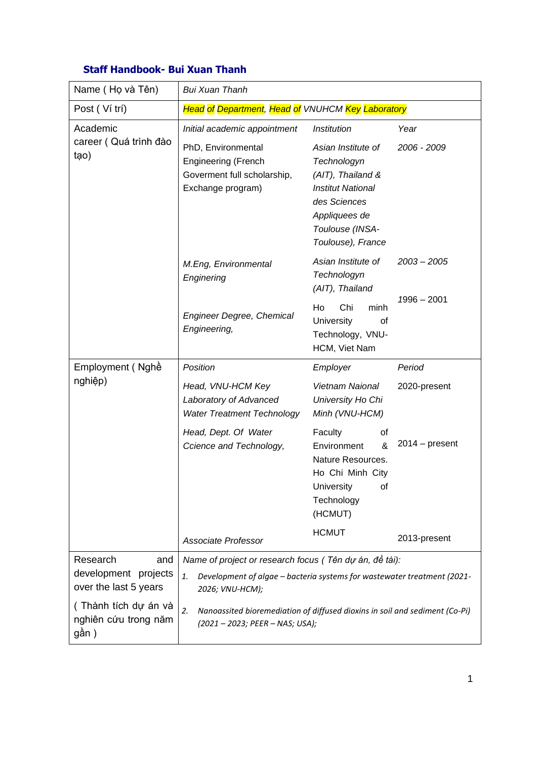## Staff Handbook- Bui Xuan Thanh

| Name ( Họ và Tên) | *Bui Xuan Thanh* | | |
|---|---|---|---|
| Post ( Ví trí) | *Head of Department, Head of VNUHCM Key Laboratory* | | |
| Academic career ( Quá trình đào tạo) | *Initial academic appointment* | *Institution* | *Year* |
| | PhD, Environmental Engineering (French Goverment full scholarship, Exchange program) | *Asian Institute of Technologyn (AIT), Thailand & Institut National des Sciences Appliquees de Toulouse (INSA-Toulouse), France* | *2006 - 2009* |
| | *M.Eng, Environmental Enginering* | *Asian Institute of Technologyn (AIT), Thailand* | *2003 – 2005* |
| | *Engineer Degree, Chemical Engineering,* | Ho Chi minh University of Technology, VNU-HCM, Viet Nam | 1996 – 2001 |
| Employment ( Nghề nghiệp) | *Position* | *Employer* | *Period* |
| | *Head, VNU-HCM Key Laboratory of Advanced Water Treatment Technology* | *Vietnam Naional University Ho Chi Minh (VNU-HCM)* | 2020-present |
| | *Head, Dept. Of Water Ccience and Technology,* | Faculty of Environment & Nature Resources. Ho Chi Minh City University of Technology (HCMUT) | 2014 – present |
| | *Associate Professor* | HCMUT | 2013-present |
| Research and development projects over the last 5 years ( Thành tích dự án và nghiên cứu trong năm gần ) | *Name of project or research focus ( Tên dự án, đề tài):* 1. *Development of algae – bacteria systems for wastewater treatment (2021-2026; VNU-HCM);* 2. *Nanoassited bioremediation of diffused dioxins in soil and sediment (Co-Pi) (2021 – 2023; PEER – NAS; USA);* | | |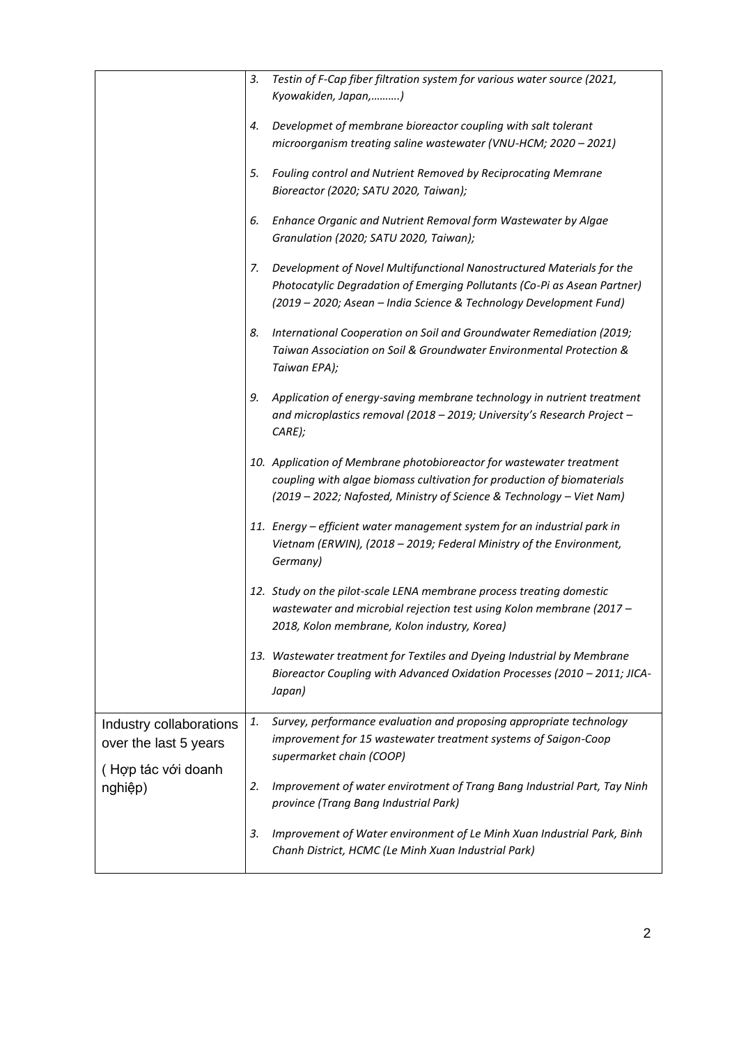| | |
|---|---|
| | 3. *Testin of F-Cap fiber filtration system for various water source (2021, Kyowakiden, Japan,……….)*<br><br>4. *Developmet of membrane bioreactor coupling with salt tolerant microorganism treating saline wastewater (VNU-HCM; 2020 – 2021)*<br><br>5. *Fouling control and Nutrient Removed by Reciprocating Memrane Bioreactor (2020; SATU 2020, Taiwan);*<br><br>6. *Enhance Organic and Nutrient Removal form Wastewater by Algae Granulation (2020; SATU 2020, Taiwan);*<br><br>7. *Development of Novel Multifunctional Nanostructured Materials for the Photocatylic Degradation of Emerging Pollutants (Co-Pi as Asean Partner) (2019 – 2020; Asean – India Science & Technology Development Fund)*<br><br>8. *International Cooperation on Soil and Groundwater Remediation (2019; Taiwan Association on Soil & Groundwater Environmental Protection & Taiwan EPA);*<br><br>9. *Application of energy-saving membrane technology in nutrient treatment and microplastics removal (2018 – 2019; University's Research Project – CARE);*<br><br>10. *Application of Membrane photobioreactor for wastewater treatment coupling with algae biomass cultivation for production of biomaterials (2019 – 2022; Nafosted, Ministry of Science & Technology – Viet Nam)*<br><br>11. *Energy – efficient water management system for an industrial park in Vietnam (ERWIN), (2018 – 2019; Federal Ministry of the Environment, Germany)*<br><br>12. *Study on the pilot-scale LENA membrane process treating domestic wastewater and microbial rejection test using Kolon membrane (2017 – 2018, Kolon membrane, Kolon industry, Korea)*<br><br>13. *Wastewater treatment for Textiles and Dyeing Industrial by Membrane Bioreactor Coupling with Advanced Oxidation Processes (2010 – 2011; JICA-Japan)* |
| Industry collaborations over the last 5 years<br><br>( Hợp tác với doanh nghiệp) | 1. *Survey, performance evaluation and proposing appropriate technology improvement for 15 wastewater treatment systems of Saigon-Coop supermarket chain (COOP)*<br><br>2. *Improvement of water envirotment of Trang Bang Industrial Part, Tay Ninh province (Trang Bang Industrial Park)*<br><br>3. *Improvement of Water environment of Le Minh Xuan Industrial Park, Binh Chanh District, HCMC (Le Minh Xuan Industrial Park)* |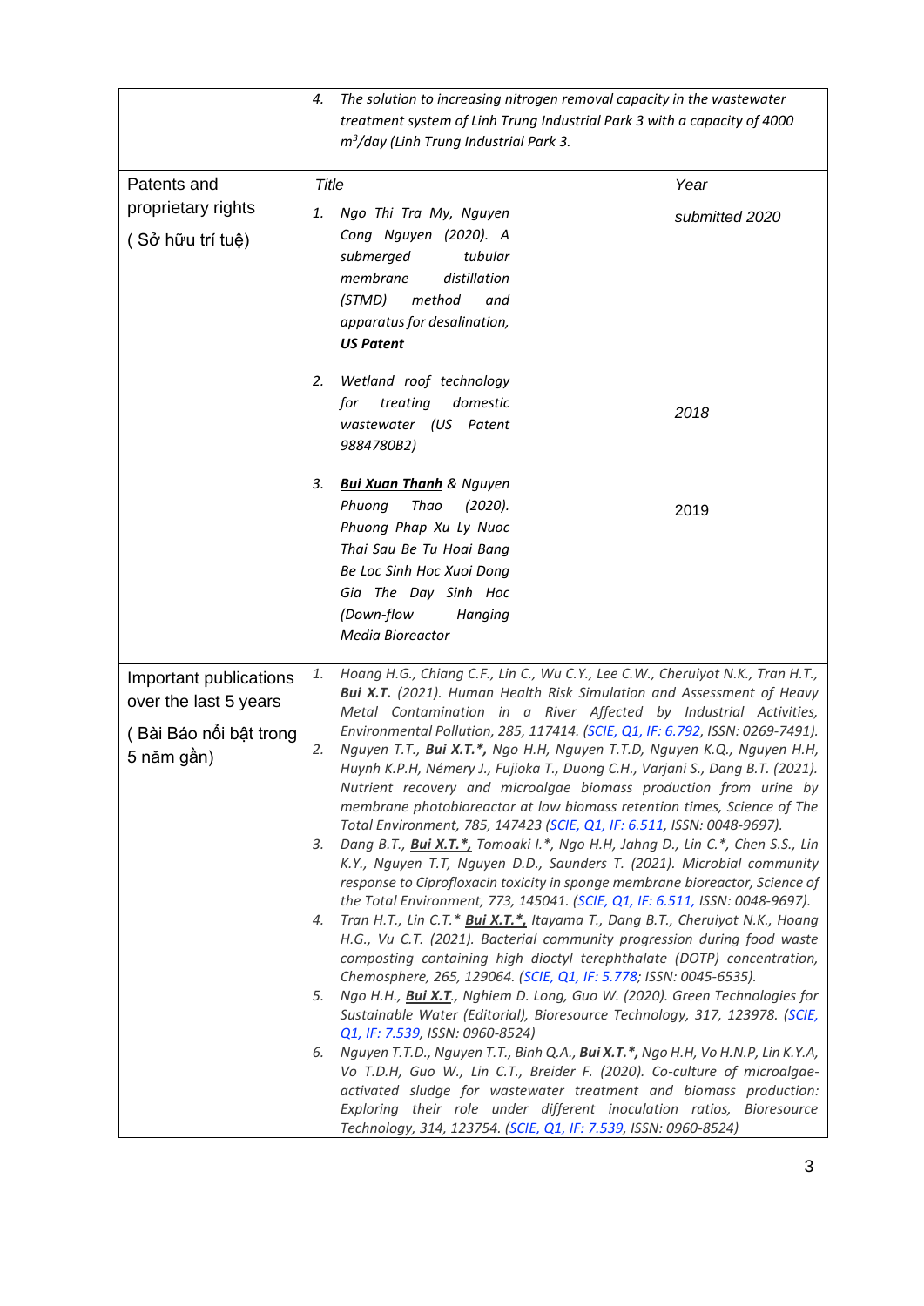| | |
|---|---|
| | 4. *The solution to increasing nitrogen removal capacity in the wastewater treatment system of Linh Trung Industrial Park 3 with a capacity of 4000 $m^3$/day (Linh Trung Industrial Park 3.* |
| Patents and proprietary rights<br><br>( Sở hữu trí tuệ) | *Title* — Year<br><br>1. *Ngo Thi Tra My, Nguyen Cong Nguyen (2020). A submerged tubular membrane distillation (STMD) method and apparatus for desalination,* ***US Patent*** — submitted 2020<br><br>2. *Wetland roof technology for treating domestic wastewater (US Patent 9884780B2)* — 2018<br><br>3. ***Bui Xuan Thanh*** *& Nguyen Phuong Thao (2020). Phuong Phap Xu Ly Nuoc Thai Sau Be Tu Hoai Bang Be Loc Sinh Hoc Xuoi Dong Gia The Day Sinh Hoc (Down-flow Hanging Media Bioreactor* — 2019 |
| Important publications over the last 5 years<br><br>( Bài Báo nổi bật trong 5 năm gần) | 1. *Hoang H.G., Chiang C.F., Lin C., Wu C.Y., Lee C.W., Cheruiyot N.K., Tran H.T.,* ***Bui X.T.*** *(2021). Human Health Risk Simulation and Assessment of Heavy Metal Contamination in a River Affected by Industrial Activities, Environmental Pollution, 285, 117414. (SCIE, Q1, IF: 6.792, ISSN: 0269-7491).*<br>2. *Nguyen T.T.,* ***Bui X.T.\*,*** *Ngo H.H, Nguyen T.T.D, Nguyen K.Q., Nguyen H.H, Huynh K.P.H, Némery J., Fujioka T., Duong C.H., Varjani S., Dang B.T. (2021). Nutrient recovery and microalgae biomass production from urine by membrane photobioreactor at low biomass retention times, Science of The Total Environment, 785, 147423 (SCIE, Q1, IF: 6.511, ISSN: 0048-9697).*<br>3. *Dang B.T.,* ***Bui X.T.\*,*** *Tomoaki I.\*, Ngo H.H, Jahng D., Lin C.\*, Chen S.S., Lin K.Y., Nguyen T.T, Nguyen D.D., Saunders T. (2021). Microbial community response to Ciprofloxacin toxicity in sponge membrane bioreactor, Science of the Total Environment, 773, 145041. (SCIE, Q1, IF: 6.511, ISSN: 0048-9697).*<br>4. *Tran H.T., Lin C.T.\** ***Bui X.T.\*,*** *Itayama T., Dang B.T., Cheruiyot N.K., Hoang H.G., Vu C.T. (2021). Bacterial community progression during food waste composting containing high dioctyl terephthalate (DOTP) concentration, Chemosphere, 265, 129064. (SCIE, Q1, IF: 5.778; ISSN: 0045-6535).*<br>5. *Ngo H.H.,* ***Bui X.T***., *Nghiem D. Long, Guo W. (2020). Green Technologies for Sustainable Water (Editorial), Bioresource Technology, 317, 123978. (SCIE, Q1, IF: 7.539, ISSN: 0960-8524)*<br>6. *Nguyen T.T.D., Nguyen T.T., Binh Q.A.,* ***Bui X.T.\*,*** *Ngo H.H, Vo H.N.P, Lin K.Y.A, Vo T.D.H, Guo W., Lin C.T., Breider F. (2020). Co-culture of microalgae-activated sludge for wastewater treatment and biomass production: Exploring their role under different inoculation ratios, Bioresource Technology, 314, 123754. (SCIE, Q1, IF: 7.539, ISSN: 0960-8524)* |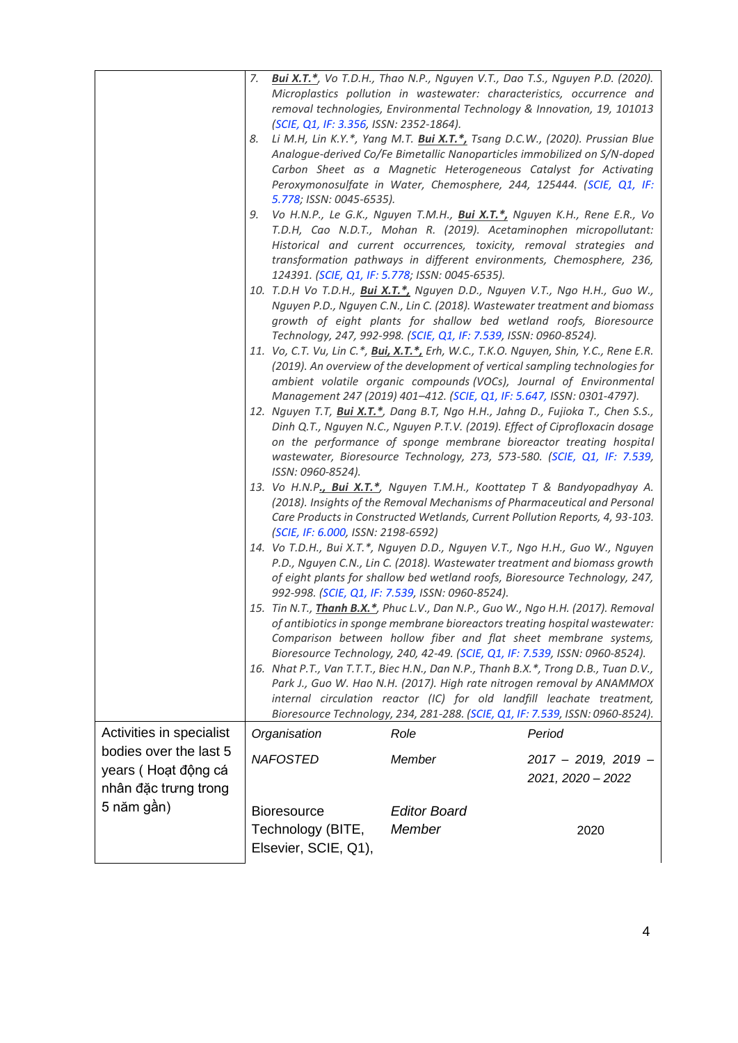| | |
|---|---|
| | 7. ***Bui X.T.****, Vo T.D.H., Thao N.P., Nguyen V.T., Dao T.S., Nguyen P.D. (2020). Microplastics pollution in wastewater: characteristics, occurrence and removal technologies, Environmental Technology & Innovation, 19, 101013 (SCIE, Q1, IF: 3.356, ISSN: 2352-1864).*<br>8. *Li M.H, Lin K.Y.*, Yang M.T.* ***Bui X.T.*,*** *Tsang D.C.W., (2020). Prussian Blue Analogue-derived Co/Fe Bimetallic Nanoparticles immobilized on S/N-doped Carbon Sheet as a Magnetic Heterogeneous Catalyst for Activating Peroxymonosulfate in Water, Chemosphere, 244, 125444. (SCIE, Q1, IF: 5.778; ISSN: 0045-6535).*<br>9. *Vo H.N.P., Le G.K., Nguyen T.M.H.,* ***Bui X.T.*,*** *Nguyen K.H., Rene E.R., Vo T.D.H, Cao N.D.T., Mohan R. (2019). Acetaminophen micropollutant: Historical and current occurrences, toxicity, removal strategies and transformation pathways in different environments, Chemosphere, 236, 124391. (SCIE, Q1, IF: 5.778; ISSN: 0045-6535).*<br>10. *T.D.H Vo T.D.H.,* ***Bui X.T.*,*** *Nguyen D.D., Nguyen V.T., Ngo H.H., Guo W., Nguyen P.D., Nguyen C.N., Lin C. (2018). Wastewater treatment and biomass growth of eight plants for shallow bed wetland roofs, Bioresource Technology, 247, 992-998. (SCIE, Q1, IF: 7.539, ISSN: 0960-8524).*<br>11. *Vo, C.T. Vu, Lin C.*,* ***Bui, X.T.*,*** *Erh, W.C., T.K.O. Nguyen, Shin, Y.C., Rene E.R. (2019). An overview of the development of vertical sampling technologies for ambient volatile organic compounds (VOCs), Journal of Environmental Management 247 (2019) 401–412. (SCIE, Q1, IF: 5.647, ISSN: 0301-4797).*<br>12. *Nguyen T.T,* ***Bui X.T.****, Dang B.T, Ngo H.H., Jahng D., Fujioka T., Chen S.S., Dinh Q.T., Nguyen N.C., Nguyen P.T.V. (2019). Effect of Ciprofloxacin dosage on the performance of sponge membrane bioreactor treating hospital wastewater, Bioresource Technology, 273, 573-580. (SCIE, Q1, IF: 7.539, ISSN: 0960-8524).*<br>13. *Vo H.N.P.,* ***Bui X.T.****, Nguyen T.M.H., Koottatep T & Bandyopadhyay A. (2018). Insights of the Removal Mechanisms of Pharmaceutical and Personal Care Products in Constructed Wetlands, Current Pollution Reports, 4, 93-103. (SCIE, IF: 6.000, ISSN: 2198-6592)*<br>14. *Vo T.D.H., Bui X.T.*, Nguyen D.D., Nguyen V.T., Ngo H.H., Guo W., Nguyen P.D., Nguyen C.N., Lin C. (2018). Wastewater treatment and biomass growth of eight plants for shallow bed wetland roofs, Bioresource Technology, 247, 992-998. (SCIE, Q1, IF: 7.539, ISSN: 0960-8524).*<br>15. *Tin N.T.,* ***Thanh B.X.****, Phuc L.V., Dan N.P., Guo W., Ngo H.H. (2017). Removal of antibiotics in sponge membrane bioreactors treating hospital wastewater: Comparison between hollow fiber and flat sheet membrane systems, Bioresource Technology, 240, 42-49. (SCIE, Q1, IF: 7.539, ISSN: 0960-8524).*<br>16. *Nhat P.T., Van T.T.T., Biec H.N., Dan N.P., Thanh B.X.*, Trong D.B., Tuan D.V., Park J., Guo W. Hao N.H. (2017). High rate nitrogen removal by ANAMMOX internal circulation reactor (IC) for old landfill leachate treatment, Bioresource Technology, 234, 281-288. (SCIE, Q1, IF: 7.539, ISSN: 0960-8524).* |

| Activities in specialist bodies over the last 5 years ( Hoạt động cá nhân đặc trưng trong 5 năm gần) | *Organisation* | *Role* | *Period* |
|---|---|---|---|
| | *NAFOSTED* | *Member* | *2017 – 2019, 2019 – 2021, 2020 – 2022* |
| | Bioresource Technology (BITE, Elsevier, SCIE, Q1), | *Editor Board Member* | 2020 |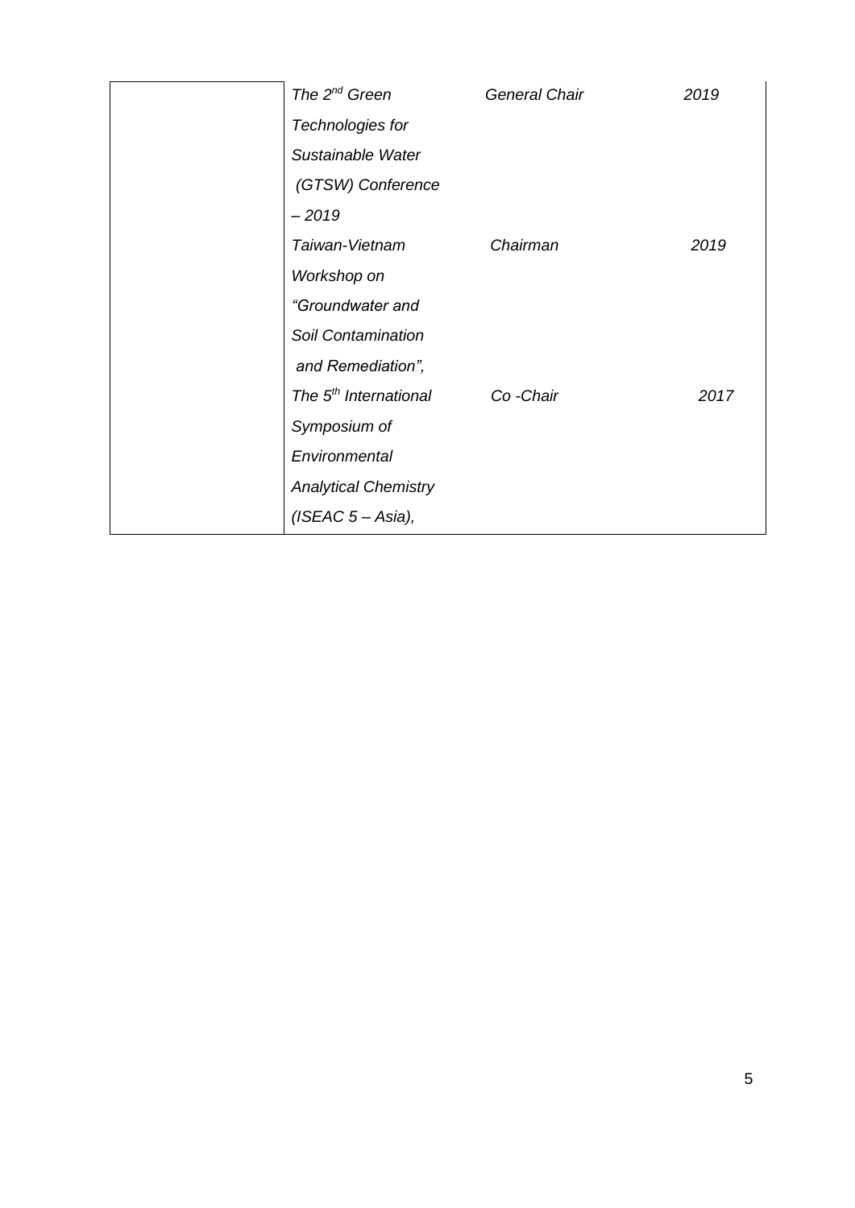| | | | |
|---|---|---|---|
| | *The 2$^{nd}$ Green Technologies for Sustainable Water (GTSW) Conference – 2019* | *General Chair* | *2019* |
| | *Taiwan-Vietnam Workshop on "Groundwater and Soil Contamination and Remediation",* | *Chairman* | *2019* |
| | *The 5$^{th}$ International Symposium of Environmental Analytical Chemistry (ISEAC 5 – Asia),* | *Co -Chair* | *2017* |